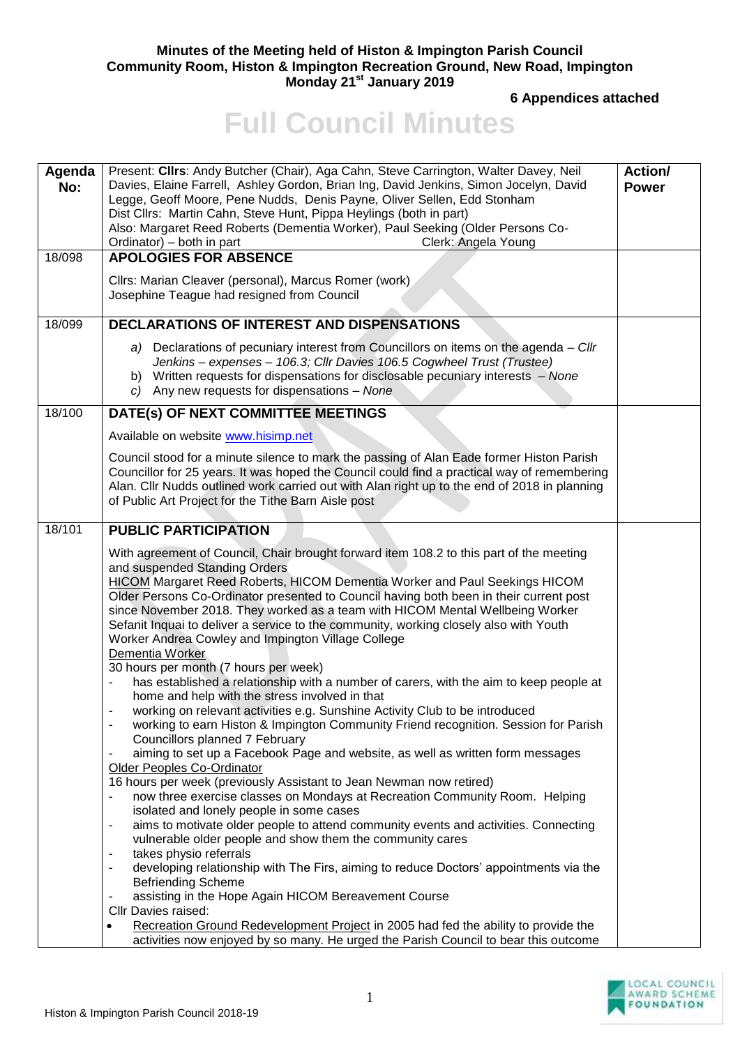**Minutes of the Meeting held of Histon & Impington Parish Council**
**Community Room, Histon & Impington Recreation Ground, New Road, Impington**
**Monday 21st January 2019**

**6 Appendices attached**

# Full Council Minutes

| Agenda No: | Present: **Cllrs**: Andy Butcher (Chair), Aga Cahn, Steve Carrington, Walter Davey, Neil Davies, Elaine Farrell, Ashley Gordon, Brian Ing, David Jenkins, Simon Jocelyn, David Legge, Geoff Moore, Pene Nudds, Denis Payne, Oliver Sellen, Edd Stonham<br>Dist Cllrs: Martin Cahn, Steve Hunt, Pippa Heylings (both in part)<br>Also: Margaret Reed Roberts (Dementia Worker), Paul Seeking (Older Persons Co-Ordinator) – both in part Clerk: Angela Young | **Action/ Power** |
|---|---|---|
| 18/098 | **APOLOGIES FOR ABSENCE**<br>Cllrs: Marian Cleaver (personal), Marcus Romer (work)<br>Josephine Teague had resigned from Council | |
| 18/099 | **DECLARATIONS OF INTEREST AND DISPENSATIONS**<br>a) Declarations of pecuniary interest from Councillors on items on the agenda – *Cllr Jenkins – expenses – 106.3; Cllr Davies 106.5 Cogwheel Trust (Trustee)*<br>b) Written requests for dispensations for disclosable pecuniary interests – *None*<br>c) Any new requests for dispensations – *None* | |
| 18/100 | **DATE(s) OF NEXT COMMITTEE MEETINGS**<br>Available on website www.hisimp.net<br>Council stood for a minute silence to mark the passing of Alan Eade former Histon Parish Councillor for 25 years. It was hoped the Council could find a practical way of remembering Alan. Cllr Nudds outlined work carried out with Alan right up to the end of 2018 in planning of Public Art Project for the Tithe Barn Aisle post | |
| 18/101 | **PUBLIC PARTICIPATION**<br>With agreement of Council, Chair brought forward item 108.2 to this part of the meeting and suspended Standing Orders<br>HICOM Margaret Reed Roberts, HICOM Dementia Worker and Paul Seekings HICOM Older Persons Co-Ordinator presented to Council having both been in their current post since November 2018. They worked as a team with HICOM Mental Wellbeing Worker Sefanit Inquai to deliver a service to the community, working closely also with Youth Worker Andrea Cowley and Impington Village College<br>Dementia Worker<br>30 hours per month (7 hours per week)<br>- has established a relationship with a number of carers, with the aim to keep people at home and help with the stress involved in that<br>- working on relevant activities e.g. Sunshine Activity Club to be introduced<br>- working to earn Histon & Impington Community Friend recognition. Session for Parish Councillors planned 7 February<br>- aiming to set up a Facebook Page and website, as well as written form messages<br>Older Peoples Co-Ordinator<br>16 hours per week (previously Assistant to Jean Newman now retired)<br>- now three exercise classes on Mondays at Recreation Community Room. Helping isolated and lonely people in some cases<br>- aims to motivate older people to attend community events and activities. Connecting vulnerable older people and show them the community cares<br>- takes physio referrals<br>- developing relationship with The Firs, aiming to reduce Doctors' appointments via the Befriending Scheme<br>- assisting in the Hope Again HICOM Bereavement Course<br>Cllr Davies raised:<br>• Recreation Ground Redevelopment Project in 2005 had fed the ability to provide the activities now enjoyed by so many. He urged the Parish Council to bear this outcome | |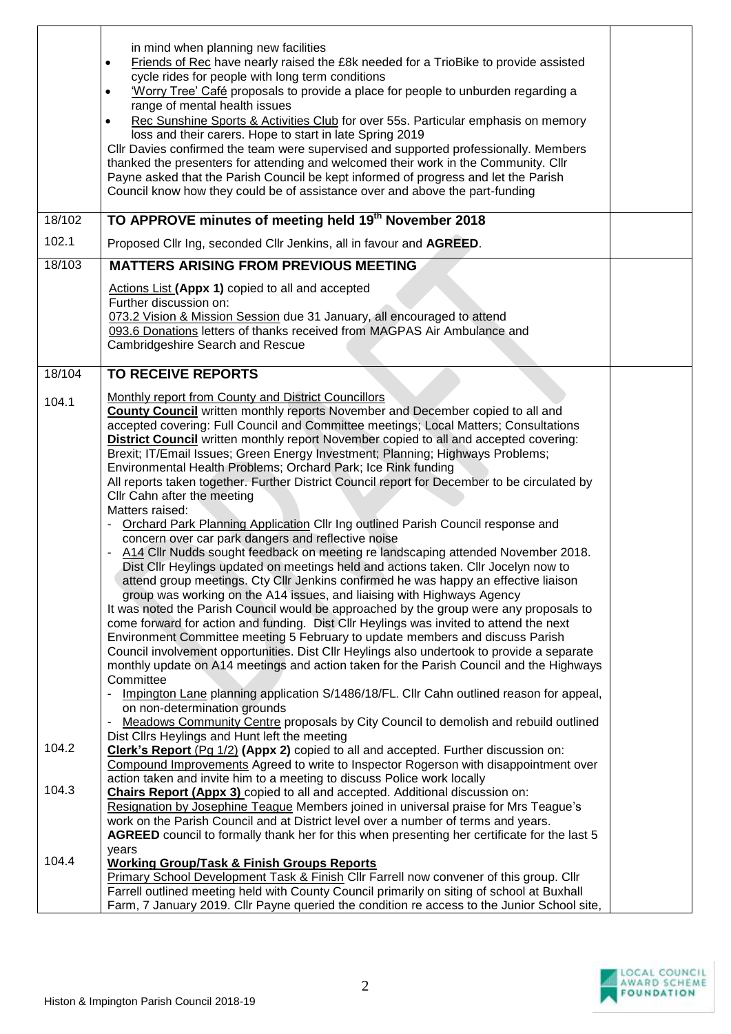| | | |
|---|---|---|
| | in mind when planning new facilities<br>• Friends of Rec have nearly raised the £8k needed for a TrioBike to provide assisted cycle rides for people with long term conditions<br>• 'Worry Tree' Café proposals to provide a place for people to unburden regarding a range of mental health issues<br>• Rec Sunshine Sports & Activities Club for over 55s. Particular emphasis on memory loss and their carers. Hope to start in late Spring 2019<br>Cllr Davies confirmed the team were supervised and supported professionally. Members thanked the presenters for attending and welcomed their work in the Community. Cllr Payne asked that the Parish Council be kept informed of progress and let the Parish Council know how they could be of assistance over and above the part-funding | |
| 18/102 | **TO APPROVE minutes of meeting held 19th November 2018** | |
| 102.1 | Proposed Cllr Ing, seconded Cllr Jenkins, all in favour and **AGREED**. | |
| 18/103 | **MATTERS ARISING FROM PREVIOUS MEETING**<br>Actions List **(Appx 1)** copied to all and accepted<br>Further discussion on:<br>073.2 Vision & Mission Session due 31 January, all encouraged to attend<br>093.6 Donations letters of thanks received from MAGPAS Air Ambulance and Cambridgeshire Search and Rescue | |
| 18/104 | **TO RECEIVE REPORTS** | |
| 104.1 | Monthly report from County and District Councillors<br>**County Council** written monthly reports November and December copied to all and accepted covering: Full Council and Committee meetings; Local Matters; Consultations<br>**District Council** written monthly report November copied to all and accepted covering: Brexit; IT/Email Issues; Green Energy Investment; Planning; Highways Problems; Environmental Health Problems; Orchard Park; Ice Rink funding<br>All reports taken together. Further District Council report for December to be circulated by Cllr Cahn after the meeting<br>Matters raised:<br>- Orchard Park Planning Application Cllr Ing outlined Parish Council response and concern over car park dangers and reflective noise<br>- A14 Cllr Nudds sought feedback on meeting re landscaping attended November 2018. Dist Cllr Heylings updated on meetings held and actions taken. Cllr Jocelyn now to attend group meetings. Cty Cllr Jenkins confirmed he was happy an effective liaison group was working on the A14 issues, and liaising with Highways Agency<br>It was noted the Parish Council would be approached by the group were any proposals to come forward for action and funding. Dist Cllr Heylings was invited to attend the next Environment Committee meeting 5 February to update members and discuss Parish Council involvement opportunities. Dist Cllr Heylings also undertook to provide a separate monthly update on A14 meetings and action taken for the Parish Council and the Highways Committee<br>- Impington Lane planning application S/1486/18/FL. Cllr Cahn outlined reason for appeal, on non-determination grounds<br>- Meadows Community Centre proposals by City Council to demolish and rebuild outlined<br>Dist Cllrs Heylings and Hunt left the meeting | |
| 104.2 | **Clerk's Report** (Pg 1/2) **(Appx 2)** copied to all and accepted. Further discussion on:<br>Compound Improvements Agreed to write to Inspector Rogerson with disappointment over action taken and invite him to a meeting to discuss Police work locally | |
| 104.3 | **Chairs Report (Appx 3)** copied to all and accepted. Additional discussion on:<br>Resignation by Josephine Teague Members joined in universal praise for Mrs Teague's work on the Parish Council and at District level over a number of terms and years.<br>**AGREED** council to formally thank her for this when presenting her certificate for the last 5 years | |
| 104.4 | **Working Group/Task & Finish Groups Reports**<br>Primary School Development Task & Finish Cllr Farrell now convener of this group. Cllr Farrell outlined meeting held with County Council primarily on siting of school at Buxhall Farm, 7 January 2019. Cllr Payne queried the condition re access to the Junior School site, | |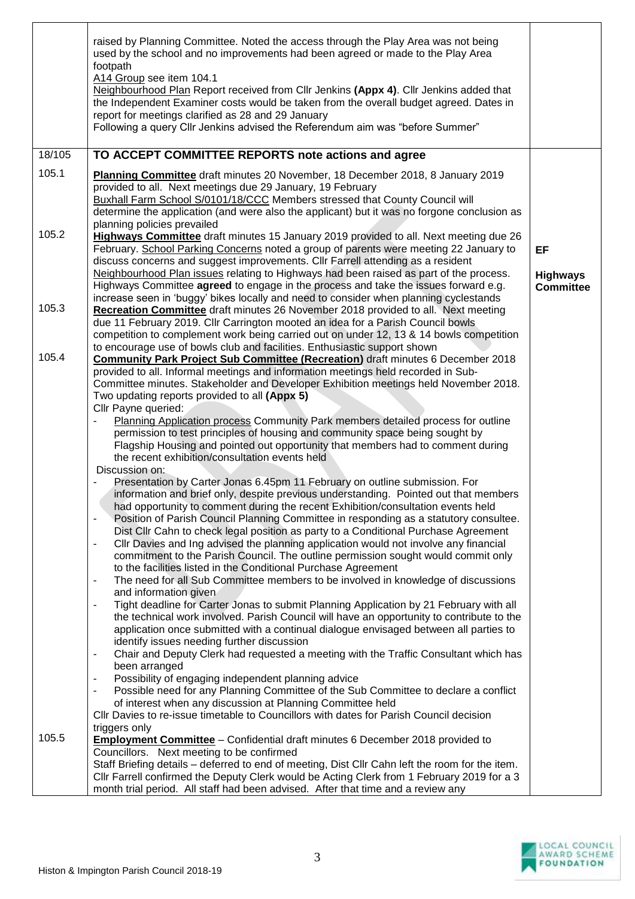| | | |
|---|---|---|
| | raised by Planning Committee. Noted the access through the Play Area was not being used by the school and no improvements had been agreed or made to the Play Area footpath<br>A14 Group see item 104.1<br>Neighbourhood Plan Report received from Cllr Jenkins **(Appx 4)**. Cllr Jenkins added that the Independent Examiner costs would be taken from the overall budget agreed. Dates in report for meetings clarified as 28 and 29 January<br>Following a query Cllr Jenkins advised the Referendum aim was "before Summer" | |
| 18/105 | **TO ACCEPT COMMITTEE REPORTS note actions and agree** | |
| 105.1 | **Planning Committee** draft minutes 20 November, 18 December 2018, 8 January 2019 provided to all. Next meetings due 29 January, 19 February<br>Buxhall Farm School S/0101/18/CCC Members stressed that County Council will determine the application (and were also the applicant) but it was no forgone conclusion as planning policies prevailed | |
| 105.2 | **Highways Committee** draft minutes 15 January 2019 provided to all. Next meeting due 26 February. School Parking Concerns noted a group of parents were meeting 22 January to discuss concerns and suggest improvements. Cllr Farrell attending as a resident<br>Neighbourhood Plan issues relating to Highways had been raised as part of the process. Highways Committee **agreed** to engage in the process and take the issues forward e.g. increase seen in 'buggy' bikes locally and need to consider when planning cyclestands | **EF**<br><br>**Highways Committee** |
| 105.3 | **Recreation Committee** draft minutes 26 November 2018 provided to all. Next meeting due 11 February 2019. Cllr Carrington mooted an idea for a Parish Council bowls competition to complement work being carried out on under 12, 13 & 14 bowls competition to encourage use of bowls club and facilities. Enthusiastic support shown | |
| 105.4 | **Community Park Project Sub Committee (Recreation)** draft minutes 6 December 2018 provided to all. Informal meetings and information meetings held recorded in Sub-Committee minutes. Stakeholder and Developer Exhibition meetings held November 2018. Two updating reports provided to all **(Appx 5)**<br>Cllr Payne queried:<br>- Planning Application process Community Park members detailed process for outline permission to test principles of housing and community space being sought by Flagship Housing and pointed out opportunity that members had to comment during the recent exhibition/consultation events held<br>Discussion on:<br>- Presentation by Carter Jonas 6.45pm 11 February on outline submission. For information and brief only, despite previous understanding. Pointed out that members had opportunity to comment during the recent Exhibition/consultation events held<br>- Position of Parish Council Planning Committee in responding as a statutory consultee. Dist Cllr Cahn to check legal position as party to a Conditional Purchase Agreement<br>- Cllr Davies and Ing advised the planning application would not involve any financial commitment to the Parish Council. The outline permission sought would commit only to the facilities listed in the Conditional Purchase Agreement<br>- The need for all Sub Committee members to be involved in knowledge of discussions and information given<br>- Tight deadline for Carter Jonas to submit Planning Application by 21 February with all the technical work involved. Parish Council will have an opportunity to contribute to the application once submitted with a continual dialogue envisaged between all parties to identify issues needing further discussion<br>- Chair and Deputy Clerk had requested a meeting with the Traffic Consultant which has been arranged<br>- Possibility of engaging independent planning advice<br>- Possible need for any Planning Committee of the Sub Committee to declare a conflict of interest when any discussion at Planning Committee held<br>Cllr Davies to re-issue timetable to Councillors with dates for Parish Council decision triggers only | |
| 105.5 | **Employment Committee** – Confidential draft minutes 6 December 2018 provided to Councillors. Next meeting to be confirmed<br>Staff Briefing details – deferred to end of meeting, Dist Cllr Cahn left the room for the item. Cllr Farrell confirmed the Deputy Clerk would be Acting Clerk from 1 February 2019 for a 3 month trial period. All staff had been advised. After that time and a review any | |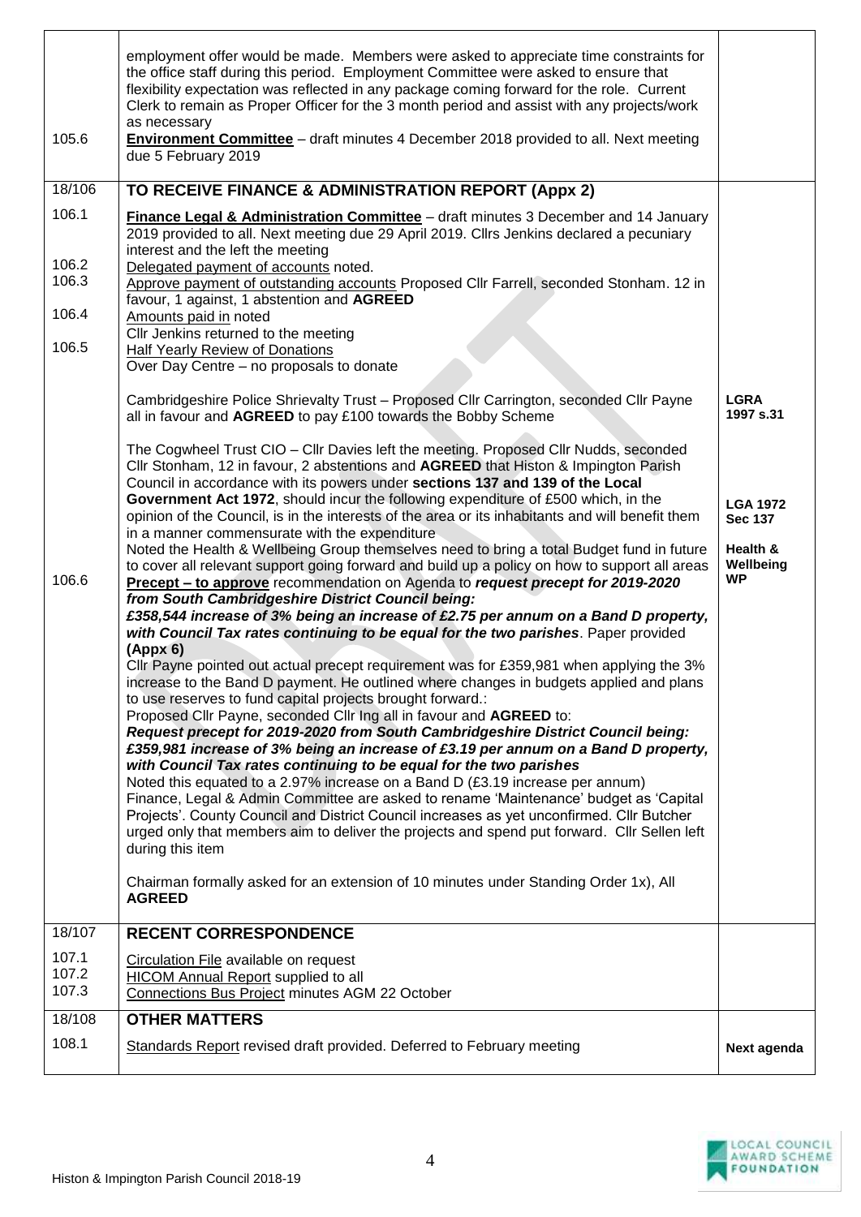| | | |
|---|---|---|
| 105.6 | employment offer would be made. Members were asked to appreciate time constraints for the office staff during this period. Employment Committee were asked to ensure that flexibility expectation was reflected in any package coming forward for the role. Current Clerk to remain as Proper Officer for the 3 month period and assist with any projects/work as necessary<br>**Environment Committee** – draft minutes 4 December 2018 provided to all. Next meeting due 5 February 2019 | |
| 18/106 | **TO RECEIVE FINANCE & ADMINISTRATION REPORT (Appx 2)** | |
| 106.1<br><br>106.2<br>106.3<br><br>106.4<br><br>106.5 | **Finance Legal & Administration Committee** – draft minutes 3 December and 14 January 2019 provided to all. Next meeting due 29 April 2019. Cllrs Jenkins declared a pecuniary interest and the left the meeting<br>Delegated payment of accounts noted.<br>Approve payment of outstanding accounts Proposed Cllr Farrell, seconded Stonham. 12 in favour, 1 against, 1 abstention and **AGREED**<br>Amounts paid in noted<br>Cllr Jenkins returned to the meeting<br>Half Yearly Review of Donations<br>Over Day Centre – no proposals to donate<br><br>Cambridgeshire Police Shrievalty Trust – Proposed Cllr Carrington, seconded Cllr Payne all in favour and **AGREED** to pay £100 towards the Bobby Scheme<br><br>The Cogwheel Trust CIO – Cllr Davies left the meeting. Proposed Cllr Nudds, seconded Cllr Stonham, 12 in favour, 2 abstentions and **AGREED** that Histon & Impington Parish Council in accordance with its powers under **sections 137 and 139 of the Local Government Act 1972**, should incur the following expenditure of £500 which, in the opinion of the Council, is in the interests of the area or its inhabitants and will benefit them in a manner commensurate with the expenditure<br>Noted the Health & Wellbeing Group themselves need to bring a total Budget fund in future to cover all relevant support going forward and build up a policy on how to support all areas | **LGRA 1997 s.31**<br><br><br><br>**LGA 1972 Sec 137**<br><br>**Health & Wellbeing WP** |
| 106.6 | **Precept – to approve** recommendation on Agenda to ***request precept for 2019-2020 from South Cambridgeshire District Council being:***<br>***£358,544 increase of 3% being an increase of £2.75 per annum on a Band D property, with Council Tax rates continuing to be equal for the two parishes***. Paper provided **(Appx 6)**<br>Cllr Payne pointed out actual precept requirement was for £359,981 when applying the 3% increase to the Band D payment. He outlined where changes in budgets applied and plans to use reserves to fund capital projects brought forward.:<br>Proposed Cllr Payne, seconded Cllr Ing all in favour and **AGREED** to:<br>***Request precept for 2019-2020 from South Cambridgeshire District Council being:***<br>***£359,981 increase of 3% being an increase of £3.19 per annum on a Band D property, with Council Tax rates continuing to be equal for the two parishes***<br>Noted this equated to a 2.97% increase on a Band D (£3.19 increase per annum)<br>Finance, Legal & Admin Committee are asked to rename 'Maintenance' budget as 'Capital Projects'. County Council and District Council increases as yet unconfirmed. Cllr Butcher urged only that members aim to deliver the projects and spend put forward. Cllr Sellen left during this item<br><br>Chairman formally asked for an extension of 10 minutes under Standing Order 1x), All **AGREED** | |
| 18/107 | **RECENT CORRESPONDENCE** | |
| 107.1<br>107.2<br>107.3 | Circulation File available on request<br>HICOM Annual Report supplied to all<br>Connections Bus Project minutes AGM 22 October | |
| 18/108 | **OTHER MATTERS** | |
| 108.1 | Standards Report revised draft provided. Deferred to February meeting | **Next agenda** |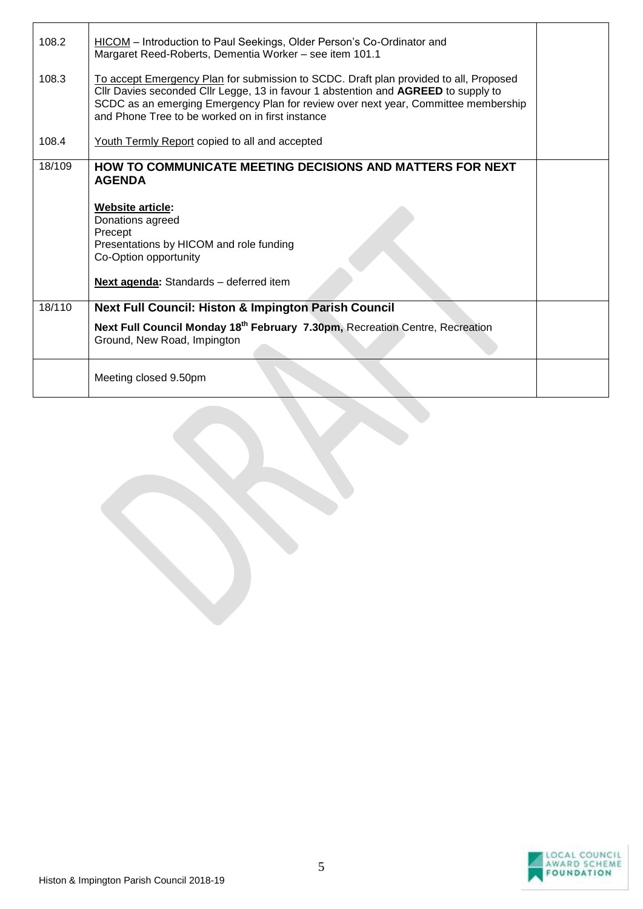| | | |
|---|---|---|
| 108.2 | HICOM – Introduction to Paul Seekings, Older Person's Co-Ordinator and Margaret Reed-Roberts, Dementia Worker – see item 101.1 | |
| 108.3 | To accept Emergency Plan for submission to SCDC. Draft plan provided to all, Proposed Cllr Davies seconded Cllr Legge, 13 in favour 1 abstention and **AGREED** to supply to SCDC as an emerging Emergency Plan for review over next year, Committee membership and Phone Tree to be worked on in first instance | |
| 108.4 | Youth Termly Report copied to all and accepted | |
| 18/109 | **HOW TO COMMUNICATE MEETING DECISIONS AND MATTERS FOR NEXT AGENDA**<br><br>**Website article:**<br>Donations agreed<br>Precept<br>Presentations by HICOM and role funding<br>Co-Option opportunity<br><br>**Next agenda:** Standards – deferred item | |
| 18/110 | **Next Full Council: Histon & Impington Parish Council**<br><br>**Next Full Council Monday 18th February 7.30pm,** Recreation Centre, Recreation Ground, New Road, Impington | |
| | Meeting closed 9.50pm | |

DRAFT